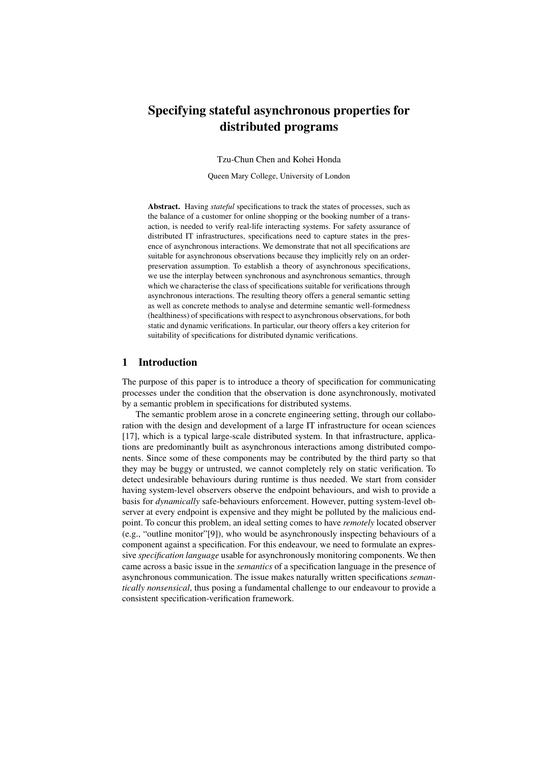# Specifying stateful asynchronous properties for distributed programs

Tzu-Chun Chen and Kohei Honda

Queen Mary College, University of London

**Abstract.** Having *stateful* specifications to track the states of processes, such as the balance of a customer for online shopping or the booking number of a transaction, is needed to verify real-life interacting systems. For safety assurance of distributed IT infrastructures, specifications need to capture states in the presence of asynchronous interactions. We demonstrate that not all specifications are suitable for asynchronous observations because they implicitly rely on an order-preservation assumption. To establish a theory of asynchronous specifications, we use the interplay between synchronous and asynchronous semantics, through which we characterise the class of specifications suitable for verifications through asynchronous interactions. The resulting theory offers a general semantic setting as well as concrete methods to analyse and determine semantic well-formedness (healthiness) of specifications with respect to asynchronous observations, for both static and dynamic verifications. In particular, our theory offers a key criterion for suitability of specifications for distributed dynamic verifications.

## 1 Introduction

The purpose of this paper is to introduce a theory of specification for communicating processes under the condition that the observation is done asynchronously, motivated by a semantic problem in specifications for distributed systems.

The semantic problem arose in a concrete engineering setting, through our collaboration with the design and development of a large IT infrastructure for ocean sciences [17], which is a typical large-scale distributed system. In that infrastructure, applications are predominantly built as asynchronous interactions among distributed components. Since some of these components may be contributed by the third party so that they may be buggy or untrusted, we cannot completely rely on static verification. To detect undesirable behaviours during runtime is thus needed. We start from consider having system-level observers observe the endpoint behaviours, and wish to provide a basis for *dynamically* safe-behaviours enforcement. However, putting system-level observer at every endpoint is expensive and they might be polluted by the malicious endpoint. To concur this problem, an ideal setting comes to have *remotely* located observer (e.g., "outline monitor"[9]), who would be asynchronously inspecting behaviours of a component against a specification. For this endeavour, we need to formulate an expressive *specification language* usable for asynchronously monitoring components. We then came across a basic issue in the *semantics* of a specification language in the presence of asynchronous communication. The issue makes naturally written specifications *semantically nonsensical*, thus posing a fundamental challenge to our endeavour to provide a consistent specification-verification framework.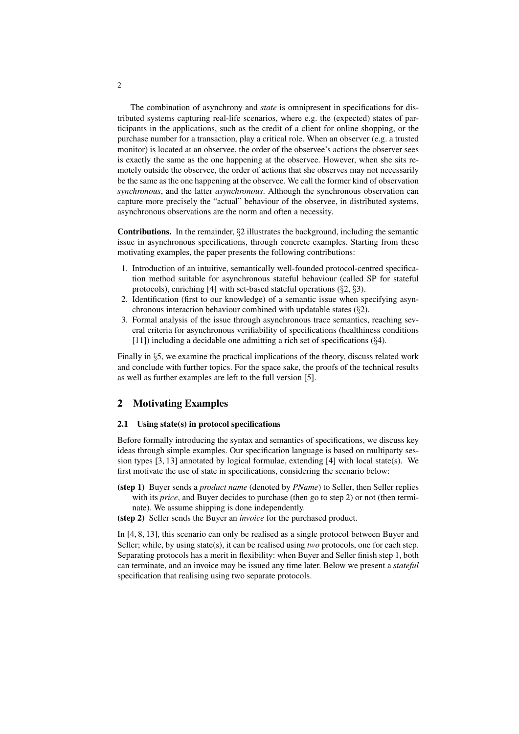The combination of asynchrony and *state* is omnipresent in specifications for distributed systems capturing real-life scenarios, where e.g. the (expected) states of participants in the applications, such as the credit of a client for online shopping, or the purchase number for a transaction, play a critical role. When an observer (e.g. a trusted monitor) is located at an observee, the order of the observee's actions the observer sees is exactly the same as the one happening at the observee. However, when she sits remotely outside the observee, the order of actions that she observes may not necessarily be the same as the one happening at the observee. We call the former kind of observation *synchronous*, and the latter *asynchronous*. Although the synchronous observation can capture more precisely the "actual" behaviour of the observee, in distributed systems, asynchronous observations are the norm and often a necessity.

**Contributions.** In the remainder, §2 illustrates the background, including the semantic issue in asynchronous specifications, through concrete examples. Starting from these motivating examples, the paper presents the following contributions:

1. Introduction of an intuitive, semantically well-founded protocol-centred specification method suitable for asynchronous stateful behaviour (called SP for stateful protocols), enriching [4] with set-based stateful operations (§2, §3).
2. Identification (first to our knowledge) of a semantic issue when specifying asynchronous interaction behaviour combined with updatable states (§2).
3. Formal analysis of the issue through asynchronous trace semantics, reaching several criteria for asynchronous verifiability of specifications (healthiness conditions [11]) including a decidable one admitting a rich set of specifications (§4).

Finally in §5, we examine the practical implications of the theory, discuss related work and conclude with further topics. For the space sake, the proofs of the technical results as well as further examples are left to the full version [5].

## 2 Motivating Examples

### 2.1 Using state(s) in protocol specifications

Before formally introducing the syntax and semantics of specifications, we discuss key ideas through simple examples. Our specification language is based on multiparty session types [3, 13] annotated by logical formulae, extending [4] with local state(s). We first motivate the use of state in specifications, considering the scenario below:

**(step 1)** Buyer sends a *product name* (denoted by *PName*) to Seller, then Seller replies with its *price*, and Buyer decides to purchase (then go to step 2) or not (then terminate). We assume shipping is done independently.

**(step 2)** Seller sends the Buyer an *invoice* for the purchased product.

In [4, 8, 13], this scenario can only be realised as a single protocol between Buyer and Seller; while, by using state(s), it can be realised using *two* protocols, one for each step. Separating protocols has a merit in flexibility: when Buyer and Seller finish step 1, both can terminate, and an invoice may be issued any time later. Below we present a *stateful* specification that realising using two separate protocols.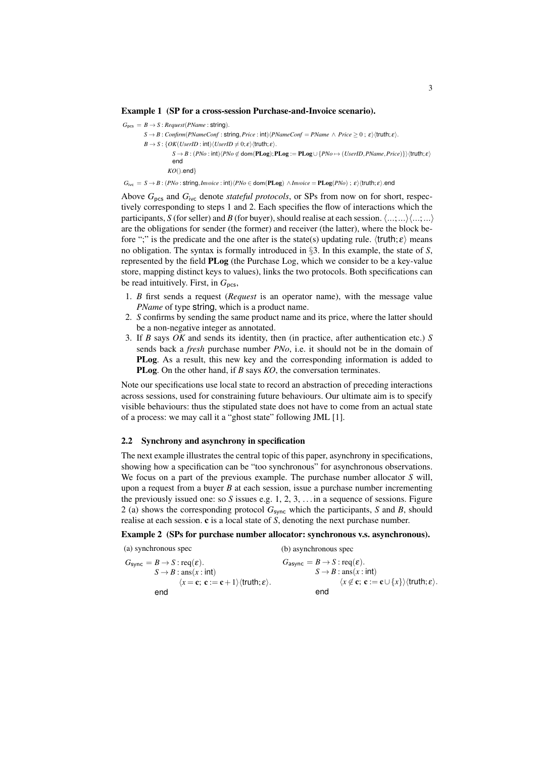**Example 1 (SP for a cross-session Purchase-and-Invoice scenario).**

$$
\begin{aligned}
G_{\mathsf{pcs}} = \; & B \to S : \mathit{Request}(\mathit{PName} : \mathsf{string}). \\
& S \to B : \mathit{Confirm}(\mathit{PNameConf} : \mathsf{string}, \mathit{Price} : \mathsf{int})\langle \mathit{PNameConf} = \mathit{PName} \wedge \mathit{Price} \geq 0 \,;\, \varepsilon\rangle\langle \mathsf{truth}; \varepsilon\rangle. \\
& B \to S : \{ \mathit{OK}(\mathit{UserID} : \mathsf{int})\langle \mathit{UserID} \neq 0; \varepsilon\rangle\langle \mathsf{truth}; \varepsilon\rangle. \\
& \qquad S \to B : (\mathit{PNo} : \mathsf{int})\langle \mathit{PNo} \notin \mathsf{dom}(\mathbf{PLog}); \mathbf{PLog} := \mathbf{PLog} \cup \{\mathit{PNo} \mapsto (\mathit{UserID}, \mathit{PName}, \mathit{Price})\}\rangle\langle \mathsf{truth}; \varepsilon\rangle \\
& \qquad \mathsf{end} \\
& \quad \mathit{KO}().\mathsf{end}\} \\
G_{\mathsf{ivc}} = \; & S \to B : (\mathit{PNo} : \mathsf{string}, \mathit{Invoice} : \mathsf{int})\langle \mathit{PNo} \in \mathsf{dom}(\mathbf{PLog}) \wedge \mathit{Invoice} = \mathbf{PLog}(\mathit{PNo}) \,;\, \varepsilon\rangle\langle \mathsf{truth}; \varepsilon\rangle.\mathsf{end}
\end{aligned}
$$

Above $G_{\mathsf{pcs}}$ and $G_{\mathsf{ivc}}$ denote *stateful protocols*, or SPs from now on for short, respectively corresponding to steps 1 and 2. Each specifies the flow of interactions which the participants, $S$ (for seller) and $B$ (for buyer), should realise at each session. $\langle \ldots; \ldots\rangle\langle \ldots; \ldots\rangle$ are the obligations for sender (the former) and receiver (the latter), where the block before ";" is the predicate and the one after is the state(s) updating rule. $\langle \mathsf{truth}; \varepsilon\rangle$ means no obligation. The syntax is formally introduced in §3. In this example, the state of $S$, represented by the field **PLog** (the Purchase Log, which we consider to be a key-value store, mapping distinct keys to values), links the two protocols. Both specifications can be read intuitively. First, in $G_{\mathsf{pcs}}$,

1. $B$ first sends a request (*Request* is an operator name), with the message value *PName* of type string, which is a product name.
2. $S$ confirms by sending the same product name and its price, where the latter should be a non-negative integer as annotated.
3. If $B$ says *OK* and sends its identity, then (in practice, after authentication etc.) $S$ sends back a *fresh* purchase number *PNo*, i.e. it should not be in the domain of **PLog**. As a result, this new key and the corresponding information is added to **PLog**. On the other hand, if $B$ says *KO*, the conversation terminates.

Note our specifications use local state to record an abstraction of preceding interactions across sessions, used for constraining future behaviours. Our ultimate aim is to specify visible behaviours: thus the stipulated state does not have to come from an actual state of a process: we may call it a "ghost state" following JML [1].

## 2.2 Synchrony and asynchrony in specification

The next example illustrates the central topic of this paper, asynchrony in specifications, showing how a specification can be "too synchronous" for asynchronous observations. We focus on a part of the previous example. The purchase number allocator $S$ will, upon a request from a buyer $B$ at each session, issue a purchase number incrementing the previously issued one: so $S$ issues e.g. 1, 2, 3, ... in a sequence of sessions. Figure 2 (a) shows the corresponding protocol $G_{\mathsf{sync}}$ which the participants, $S$ and $B$, should realise at each session. $\mathbf{c}$ is a local state of $S$, denoting the next purchase number.

**Example 2 (SPs for purchase number allocator: synchronous v.s. asynchronous).**

(a) synchronous spec

$$
\begin{aligned}
G_{\mathsf{sync}} = \; & B \to S : \mathrm{req}(\varepsilon). \\
& S \to B : \mathrm{ans}(x : \mathsf{int}) \\
& \qquad \langle x = \mathbf{c};\ \mathbf{c} := \mathbf{c} + 1\rangle\langle \mathsf{truth}; \varepsilon\rangle. \\
& \mathsf{end}
\end{aligned}
$$

(b) asynchronous spec

$$
\begin{aligned}
G_{\mathsf{async}} = \; & B \to S : \mathrm{req}(\varepsilon). \\
& S \to B : \mathrm{ans}(x : \mathsf{int}) \\
& \qquad \langle x \notin \mathbf{c};\ \mathbf{c} := \mathbf{c} \cup \{x\}\rangle\langle \mathsf{truth}; \varepsilon\rangle. \\
& \mathsf{end}
\end{aligned}
$$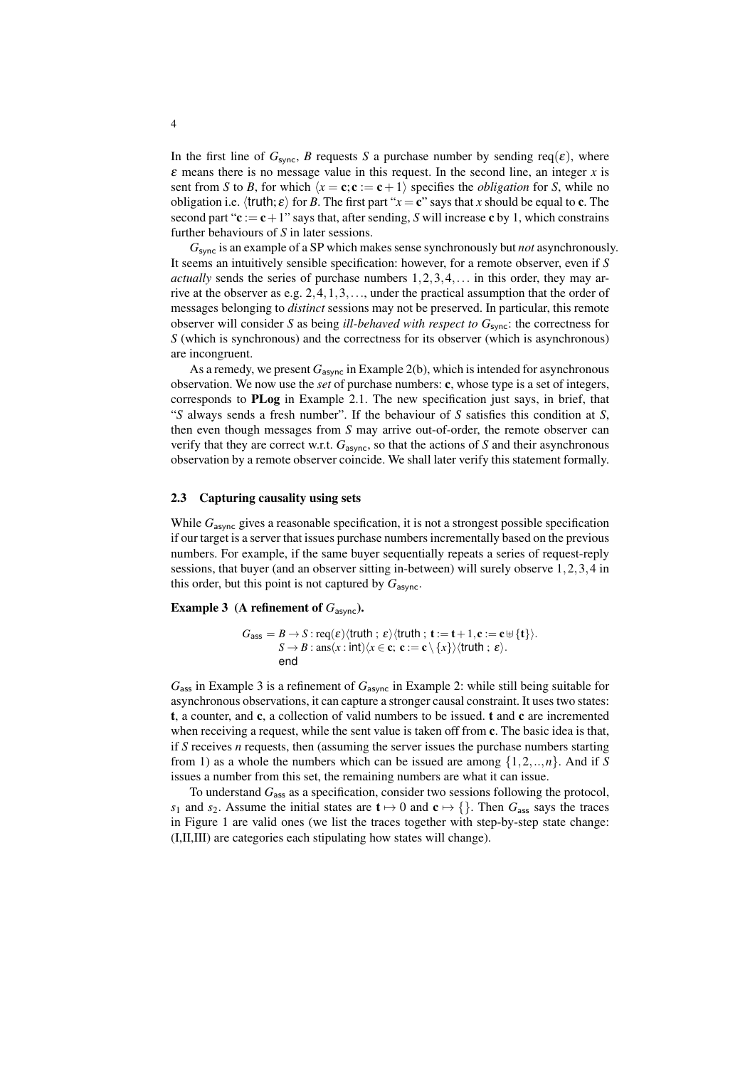In the first line of $G_{\mathsf{sync}}$, $B$ requests $S$ a purchase number by sending $\mathrm{req}(\varepsilon)$, where $\varepsilon$ means there is no message value in this request. In the second line, an integer $x$ is sent from $S$ to $B$, for which $\langle x = \mathbf{c}; \mathbf{c} := \mathbf{c}+1\rangle$ specifies the *obligation* for $S$, while no obligation i.e. $\langle \mathsf{truth}; \varepsilon\rangle$ for $B$. The first part "$x = \mathbf{c}$" says that $x$ should be equal to $\mathbf{c}$. The second part "$\mathbf{c} := \mathbf{c}+1$" says that, after sending, $S$ will increase $\mathbf{c}$ by 1, which constrains further behaviours of $S$ in later sessions.

$G_{\mathsf{sync}}$ is an example of a SP which makes sense synchronously but *not* asynchronously. It seems an intuitively sensible specification: however, for a remote observer, even if $S$ *actually* sends the series of purchase numbers $1,2,3,4,\ldots$ in this order, they may arrive at the observer as e.g. $2,4,1,3,\ldots$, under the practical assumption that the order of messages belonging to *distinct* sessions may not be preserved. In particular, this remote observer will consider $S$ as being *ill-behaved with respect to* $G_{\mathsf{sync}}$: the correctness for $S$ (which is synchronous) and the correctness for its observer (which is asynchronous) are incongruent.

As a remedy, we present $G_{\mathsf{async}}$ in Example 2(b), which is intended for asynchronous observation. We now use the *set* of purchase numbers: $\mathbf{c}$, whose type is a set of integers, corresponds to **PLog** in Example 2.1. The new specification just says, in brief, that "$S$ always sends a fresh number". If the behaviour of $S$ satisfies this condition at $S$, then even though messages from $S$ may arrive out-of-order, the remote observer can verify that they are correct w.r.t. $G_{\mathsf{async}}$, so that the actions of $S$ and their asynchronous observation by a remote observer coincide. We shall later verify this statement formally.

### 2.3 Capturing causality using sets

While $G_{\mathsf{async}}$ gives a reasonable specification, it is not a strongest possible specification if our target is a server that issues purchase numbers incrementally based on the previous numbers. For example, if the same buyer sequentially repeats a series of request-reply sessions, that buyer (and an observer sitting in-between) will surely observe $1,2,3,4$ in this order, but this point is not captured by $G_{\mathsf{async}}$.

**Example 3 (A refinement of $G_{\mathsf{async}}$).**

$$
\begin{aligned}
G_{\mathsf{ass}} = {} & B \to S : \mathrm{req}(\varepsilon)\langle \mathsf{truth}\ ;\ \varepsilon\rangle\langle \mathsf{truth}\ ;\ \mathbf{t} := \mathbf{t}+1, \mathbf{c} := \mathbf{c} \uplus \{\mathbf{t}\}\rangle. \\
& S \to B : \mathrm{ans}(x : \mathsf{int})\langle x \in \mathbf{c};\ \mathbf{c} := \mathbf{c} \setminus \{x\}\rangle\langle \mathsf{truth}\ ;\ \varepsilon\rangle. \\
& \mathsf{end}
\end{aligned}
$$

$G_{\mathsf{ass}}$ in Example 3 is a refinement of $G_{\mathsf{async}}$ in Example 2: while still being suitable for asynchronous observations, it can capture a stronger causal constraint. It uses two states: $\mathbf{t}$, a counter, and $\mathbf{c}$, a collection of valid numbers to be issued. $\mathbf{t}$ and $\mathbf{c}$ are incremented when receiving a request, while the sent value is taken off from $\mathbf{c}$. The basic idea is that, if $S$ receives $n$ requests, then (assuming the server issues the purchase numbers starting from 1) as a whole the numbers which can be issued are among $\{1,2,..,n\}$. And if $S$ issues a number from this set, the remaining numbers are what it can issue.

To understand $G_{\mathsf{ass}}$ as a specification, consider two sessions following the protocol, $s_1$ and $s_2$. Assume the initial states are $\mathbf{t} \mapsto 0$ and $\mathbf{c} \mapsto \{\}$. Then $G_{\mathsf{ass}}$ says the traces in Figure 1 are valid ones (we list the traces together with step-by-step state change: (I,II,III) are categories each stipulating how states will change).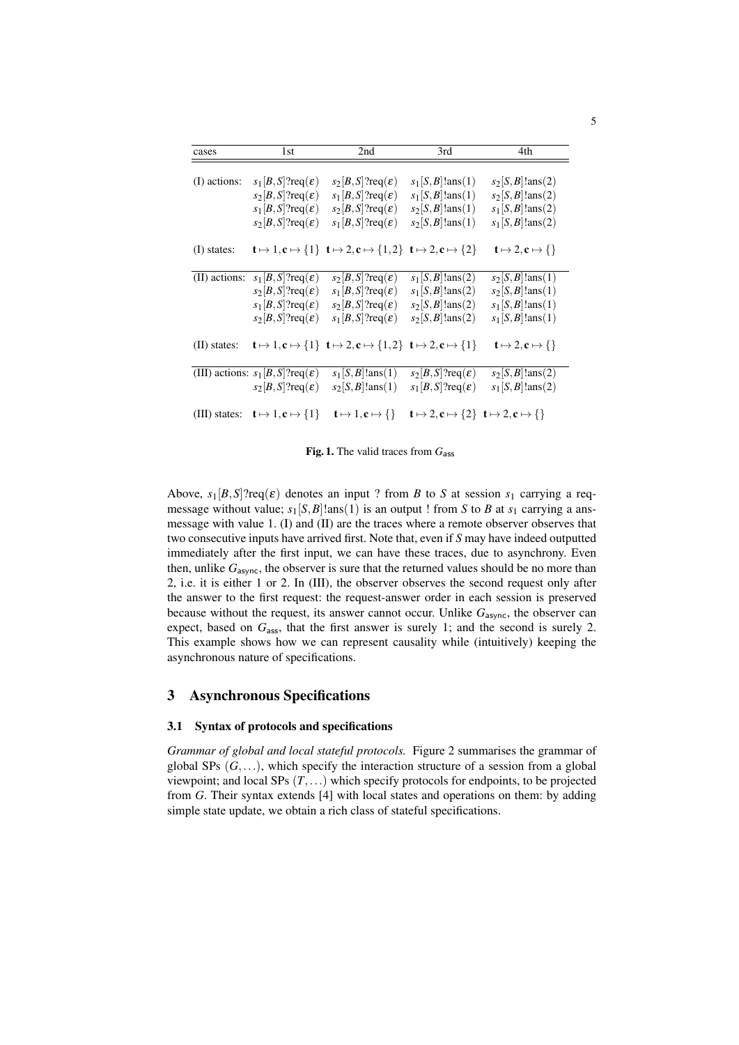| cases | 1st | 2nd | 3rd | 4th |
|---|---|---|---|---|
| (I) actions: | $s_1[B,S]?\mathrm{req}(\varepsilon)$ | $s_2[B,S]?\mathrm{req}(\varepsilon)$ | $s_1[S,B]!\mathrm{ans}(1)$ | $s_2[S,B]!\mathrm{ans}(2)$ |
| | $s_2[B,S]?\mathrm{req}(\varepsilon)$ | $s_1[B,S]?\mathrm{req}(\varepsilon)$ | $s_1[S,B]!\mathrm{ans}(1)$ | $s_2[S,B]!\mathrm{ans}(2)$ |
| | $s_1[B,S]?\mathrm{req}(\varepsilon)$ | $s_2[B,S]?\mathrm{req}(\varepsilon)$ | $s_2[S,B]!\mathrm{ans}(1)$ | $s_1[S,B]!\mathrm{ans}(2)$ |
| | $s_2[B,S]?\mathrm{req}(\varepsilon)$ | $s_1[B,S]?\mathrm{req}(\varepsilon)$ | $s_2[S,B]!\mathrm{ans}(1)$ | $s_1[S,B]!\mathrm{ans}(2)$ |
| (I) states: | $\mathbf{t} \mapsto 1, \mathbf{c} \mapsto \{1\}$ | $\mathbf{t} \mapsto 2, \mathbf{c} \mapsto \{1,2\}$ | $\mathbf{t} \mapsto 2, \mathbf{c} \mapsto \{2\}$ | $\mathbf{t} \mapsto 2, \mathbf{c} \mapsto \{\}$ |
| (II) actions: | $s_1[B,S]?\mathrm{req}(\varepsilon)$ | $s_2[B,S]?\mathrm{req}(\varepsilon)$ | $s_1[S,B]!\mathrm{ans}(2)$ | $s_2[S,B]!\mathrm{ans}(1)$ |
| | $s_2[B,S]?\mathrm{req}(\varepsilon)$ | $s_1[B,S]?\mathrm{req}(\varepsilon)$ | $s_1[S,B]!\mathrm{ans}(2)$ | $s_2[S,B]!\mathrm{ans}(1)$ |
| | $s_1[B,S]?\mathrm{req}(\varepsilon)$ | $s_2[B,S]?\mathrm{req}(\varepsilon)$ | $s_2[S,B]!\mathrm{ans}(2)$ | $s_1[S,B]!\mathrm{ans}(1)$ |
| | $s_2[B,S]?\mathrm{req}(\varepsilon)$ | $s_1[B,S]?\mathrm{req}(\varepsilon)$ | $s_2[S,B]!\mathrm{ans}(2)$ | $s_1[S,B]!\mathrm{ans}(1)$ |
| (II) states: | $\mathbf{t} \mapsto 1, \mathbf{c} \mapsto \{1\}$ | $\mathbf{t} \mapsto 2, \mathbf{c} \mapsto \{1,2\}$ | $\mathbf{t} \mapsto 2, \mathbf{c} \mapsto \{1\}$ | $\mathbf{t} \mapsto 2, \mathbf{c} \mapsto \{\}$ |
| (III) actions: | $s_1[B,S]?\mathrm{req}(\varepsilon)$ | $s_1[S,B]!\mathrm{ans}(1)$ | $s_2[B,S]?\mathrm{req}(\varepsilon)$ | $s_2[S,B]!\mathrm{ans}(2)$ |
| | $s_2[B,S]?\mathrm{req}(\varepsilon)$ | $s_2[S,B]!\mathrm{ans}(1)$ | $s_1[B,S]?\mathrm{req}(\varepsilon)$ | $s_1[S,B]!\mathrm{ans}(2)$ |
| (III) states: | $\mathbf{t} \mapsto 1, \mathbf{c} \mapsto \{1\}$ | $\mathbf{t} \mapsto 1, \mathbf{c} \mapsto \{\}$ | $\mathbf{t} \mapsto 2, \mathbf{c} \mapsto \{2\}$ | $\mathbf{t} \mapsto 2, \mathbf{c} \mapsto \{\}$ |

**Fig. 1.** The valid traces from $G_{\mathsf{ass}}$

Above, $s_1[B,S]?\mathrm{req}(\varepsilon)$ denotes an input ? from $B$ to $S$ at session $s_1$ carrying a req-message without value; $s_1[S,B]!\mathrm{ans}(1)$ is an output ! from $S$ to $B$ at $s_1$ carrying a ans-message with value 1. (I) and (II) are the traces where a remote observer observes that two consecutive inputs have arrived first. Note that, even if $S$ may have indeed outputted immediately after the first input, we can have these traces, due to asynchrony. Even then, unlike $G_{\mathsf{async}}$, the observer is sure that the returned values should be no more than 2, i.e. it is either 1 or 2. In (III), the observer observes the second request only after the answer to the first request: the request-answer order in each session is preserved because without the request, its answer cannot occur. Unlike $G_{\mathsf{async}}$, the observer can expect, based on $G_{\mathsf{ass}}$, that the first answer is surely 1; and the second is surely 2. This example shows how we can represent causality while (intuitively) keeping the asynchronous nature of specifications.

## 3 Asynchronous Specifications

### 3.1 Syntax of protocols and specifications

*Grammar of global and local stateful protocols.* Figure 2 summarises the grammar of global SPs $(G, \ldots)$, which specify the interaction structure of a session from a global viewpoint; and local SPs $(T, \ldots)$ which specify protocols for endpoints, to be projected from $G$. Their syntax extends [4] with local states and operations on them: by adding simple state update, we obtain a rich class of stateful specifications.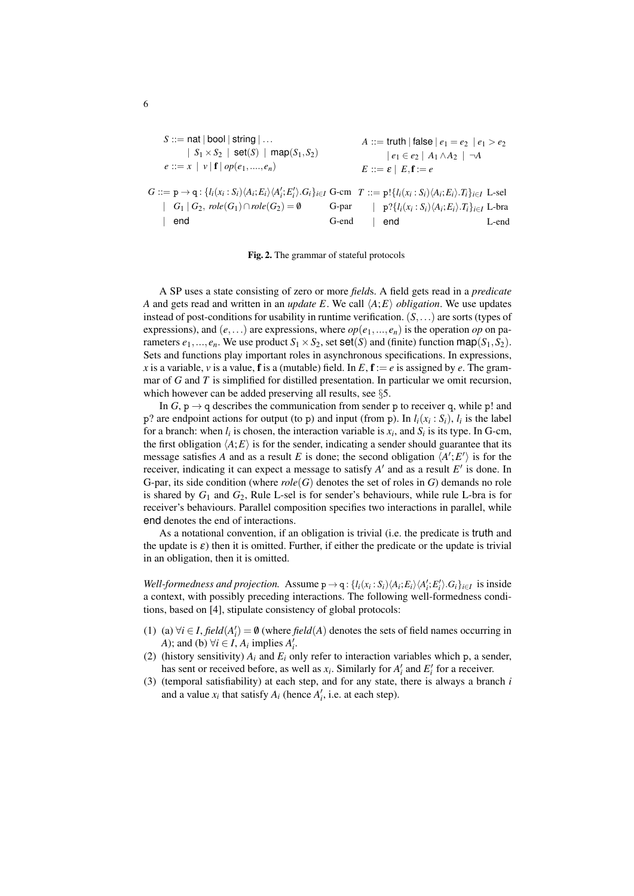$$
\begin{array}{ll}
S ::= \mathsf{nat} \mid \mathsf{bool} \mid \mathsf{string} \mid \ldots & A ::= \mathsf{truth} \mid \mathsf{false} \mid e_1 = e_2 \mid e_1 > e_2 \\
\quad \mid S_1 \times S_2 \mid \mathsf{set}(S) \mid \mathsf{map}(S_1, S_2) & \quad \mid e_1 \in e_2 \mid A_1 \wedge A_2 \mid \neg A \\
e ::= x \mid v \mid \mathbf{f} \mid op(e_1, ...., e_n) & E ::= \varepsilon \mid E, \mathbf{f} := e
\end{array}
$$

$$
\begin{array}{llll}
G ::= \mathtt{p} \rightarrow \mathtt{q} : \{l_i(x_i : S_i)\langle A_i; E_i\rangle\langle A'_i; E'_i\rangle.G_i\}_{i\in I} & \text{G-cm} & T ::= \mathtt{p}!\{l_i(x_i : S_i)\langle A_i; E_i\rangle.T_i\}_{i\in I} & \text{L-sel} \\
\quad \mid G_1 \mid G_2,\ role(G_1) \cap role(G_2) = \emptyset & \text{G-par} & \quad \mid \mathtt{p}?\{l_i(x_i : S_i)\langle A_i; E_i\rangle.T_i\}_{i\in I} & \text{L-bra} \\
\quad \mid \mathsf{end} & \text{G-end} & \quad \mid \mathsf{end} & \text{L-end}
\end{array}
$$

**Fig. 2.** The grammar of stateful protocols

A SP uses a state consisting of zero or more *field*s. A field gets read in a *predicate* $A$ and gets read and written in an *update* $E$. We call $\langle A; E\rangle$ *obligation*. We use updates instead of post-conditions for usability in runtime verification. $(S, \ldots)$ are sorts (types of expressions), and $(e, \ldots)$ are expressions, where $op(e_1, ..., e_n)$ is the operation $op$ on parameters $e_1, ..., e_n$. We use product $S_1 \times S_2$, set $\mathsf{set}(S)$ and (finite) function $\mathsf{map}(S_1, S_2)$. Sets and functions play important roles in asynchronous specifications. In expressions, $x$ is a variable, $v$ is a value, $\mathbf{f}$ is a (mutable) field. In $E$, $\mathbf{f} := e$ is assigned by $e$. The grammar of $G$ and $T$ is simplified for distilled presentation. In particular we omit recursion, which however can be added preserving all results, see §5.

In $G$, $\mathtt{p} \rightarrow \mathtt{q}$ describes the communication from sender $\mathtt{p}$ to receiver $\mathtt{q}$, while $\mathtt{p}!$ and $\mathtt{p}?$ are endpoint actions for output (to $\mathtt{p}$) and input (from $\mathtt{p}$). In $l_i(x_i : S_i)$, $l_i$ is the label for a branch: when $l_i$ is chosen, the interaction variable is $x_i$, and $S_i$ is its type. In G-cm, the first obligation $\langle A; E\rangle$ is for the sender, indicating a sender should guarantee that its message satisfies $A$ and as a result $E$ is done; the second obligation $\langle A'; E'\rangle$ is for the receiver, indicating it can expect a message to satisfy $A'$ and as a result $E'$ is done. In G-par, its side condition (where $role(G)$ denotes the set of roles in $G$) demands no role is shared by $G_1$ and $G_2$, Rule L-sel is for sender's behaviours, while rule L-bra is for receiver's behaviours. Parallel composition specifies two interactions in parallel, while $\mathsf{end}$ denotes the end of interactions.

As a notational convention, if an obligation is trivial (i.e. the predicate is $\mathsf{truth}$ and the update is $\varepsilon$) then it is omitted. Further, if either the predicate or the update is trivial in an obligation, then it is omitted.

*Well-formedness and projection.* Assume $\mathtt{p} \rightarrow \mathtt{q} : \{l_i(x_i : S_i)\langle A_i; E_i\rangle\langle A'_i; E'_i\rangle.G_i\}_{i\in I}$ is inside a context, with possibly preceding interactions. The following well-formedness conditions, based on [4], stipulate consistency of global protocols:

(1) (a) $\forall i \in I, \mathit{field}(A'_i) = \emptyset$ (where $\mathit{field}(A)$ denotes the sets of field names occurring in $A$); and (b) $\forall i \in I$, $A_i$ implies $A'_i$.
(2) (history sensitivity) $A_i$ and $E_i$ only refer to interaction variables which $\mathtt{p}$, a sender, has sent or received before, as well as $x_i$. Similarly for $A'_i$ and $E'_i$ for a receiver.
(3) (temporal satisfiability) at each step, and for any state, there is always a branch $i$ and a value $x_i$ that satisfy $A_i$ (hence $A'_i$, i.e. at each step).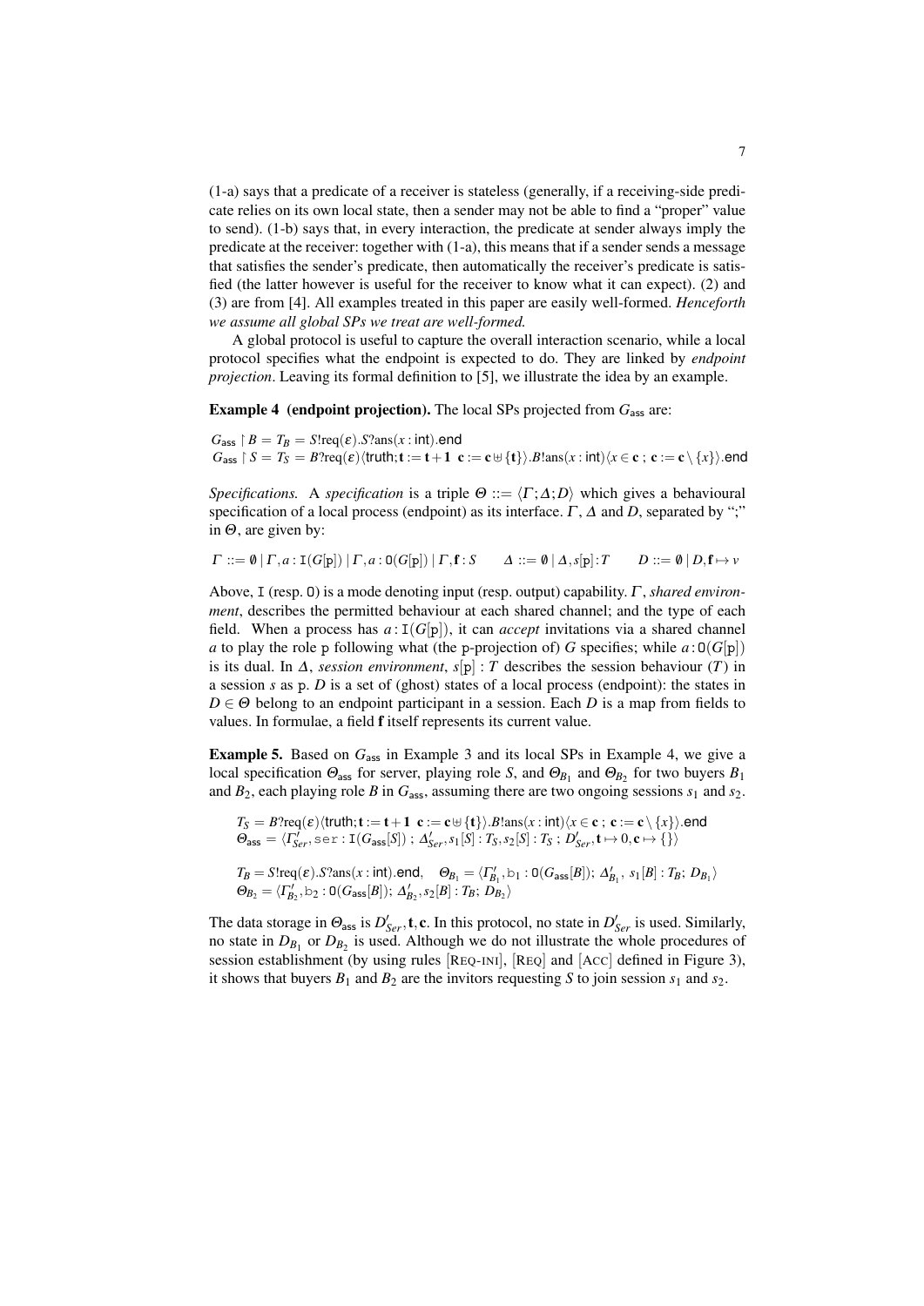(1-a) says that a predicate of a receiver is stateless (generally, if a receiving-side predicate relies on its own local state, then a sender may not be able to find a "proper" value to send). (1-b) says that, in every interaction, the predicate at sender always imply the predicate at the receiver: together with (1-a), this means that if a sender sends a message that satisfies the sender's predicate, then automatically the receiver's predicate is satisfied (the latter however is useful for the receiver to know what it can expect). (2) and (3) are from [4]. All examples treated in this paper are easily well-formed. *Henceforth we assume all global SPs we treat are well-formed.*

A global protocol is useful to capture the overall interaction scenario, while a local protocol specifies what the endpoint is expected to do. They are linked by *endpoint projection*. Leaving its formal definition to [5], we illustrate the idea by an example.

**Example 4 (endpoint projection).** The local SPs projected from $G_{\mathsf{ass}}$ are:

$$G_{\mathsf{ass}} \upharpoonright B = T_B = S!\mathrm{req}(\varepsilon).S?\mathrm{ans}(x:\mathsf{int}).\mathsf{end}$$
$$G_{\mathsf{ass}} \upharpoonright S = T_S = B?\mathrm{req}(\varepsilon)\langle \mathsf{truth}; \mathbf{t} := \mathbf{t}+1\ \ \mathbf{c} := \mathbf{c} \uplus \{\mathbf{t}\}\rangle.B!\mathrm{ans}(x:\mathsf{int})\langle x \in \mathbf{c}\ ;\ \mathbf{c} := \mathbf{c} \setminus \{x\}\rangle.\mathsf{end}$$

*Specifications.* A *specification* is a triple $\Theta ::= \langle \Gamma; \Delta; D\rangle$ which gives a behavioural specification of a local process (endpoint) as its interface. $\Gamma$, $\Delta$ and $D$, separated by ";" in $\Theta$, are given by:

$$\Gamma ::= \emptyset \mid \Gamma, a : \mathtt{I}(G[\mathrm{p}]) \mid \Gamma, a : \mathtt{O}(G[\mathrm{p}]) \mid \Gamma, \mathbf{f} : S \qquad \Delta ::= \emptyset \mid \Delta, s[\mathrm{p}] : T \qquad D ::= \emptyset \mid D, \mathbf{f} \mapsto v$$

Above, $\mathtt{I}$ (resp. $\mathtt{O}$) is a mode denoting input (resp. output) capability. $\Gamma$, *shared environment*, describes the permitted behaviour at each shared channel; and the type of each field. When a process has $a : \mathtt{I}(G[\mathrm{p}])$, it can *accept* invitations via a shared channel $a$ to play the role p following what (the p-projection of) $G$ specifies; while $a : \mathtt{O}(G[\mathrm{p}])$ is its dual. In $\Delta$, *session environment*, $s[\mathrm{p}] : T$ describes the session behaviour ($T$) in a session $s$ as p. $D$ is a set of (ghost) states of a local process (endpoint): the states in $D \in \Theta$ belong to an endpoint participant in a session. Each $D$ is a map from fields to values. In formulae, a field $\mathbf{f}$ itself represents its current value.

**Example 5.** Based on $G_{\mathsf{ass}}$ in Example 3 and its local SPs in Example 4, we give a local specification $\Theta_{\mathsf{ass}}$ for server, playing role $S$, and $\Theta_{B_1}$ and $\Theta_{B_2}$ for two buyers $B_1$ and $B_2$, each playing role $B$ in $G_{\mathsf{ass}}$, assuming there are two ongoing sessions $s_1$ and $s_2$.

$$T_S = B?\mathrm{req}(\varepsilon)\langle \mathsf{truth}; \mathbf{t} := \mathbf{t}+1\ \ \mathbf{c} := \mathbf{c} \uplus \{\mathbf{t}\}\rangle.B!\mathrm{ans}(x:\mathsf{int})\langle x \in \mathbf{c}\ ;\ \mathbf{c} := \mathbf{c} \setminus \{x\}\rangle.\mathsf{end}$$
$$\Theta_{\mathsf{ass}} = \langle \Gamma'_{Ser}, \mathtt{ser} : \mathtt{I}(G_{\mathsf{ass}}[S])\ ;\ \Delta'_{Ser}, s_1[S] : T_S, s_2[S] : T_S\ ;\ D'_{Ser}, \mathbf{t} \mapsto 0, \mathbf{c} \mapsto \{\}\rangle$$

$$T_B = S!\mathrm{req}(\varepsilon).S?\mathrm{ans}(x:\mathsf{int}).\mathsf{end}, \quad \Theta_{B_1} = \langle \Gamma'_{B_1}, \mathtt{b}_1 : \mathtt{O}(G_{\mathsf{ass}}[B]);\ \Delta'_{B_1},\ s_1[B] : T_B;\ D_{B_1}\rangle$$
$$\Theta_{B_2} = \langle \Gamma'_{B_2}, \mathtt{b}_2 : \mathtt{O}(G_{\mathsf{ass}}[B]);\ \Delta'_{B_2}, s_2[B] : T_B;\ D_{B_2}\rangle$$

The data storage in $\Theta_{\mathsf{ass}}$ is $D'_{Ser}, \mathbf{t}, \mathbf{c}$. In this protocol, no state in $D'_{Ser}$ is used. Similarly, no state in $D_{B_1}$ or $D_{B_2}$ is used. Although we do not illustrate the whole procedures of session establishment (by using rules [REQ-INI], [REQ] and [ACC] defined in Figure 3), it shows that buyers $B_1$ and $B_2$ are the invitors requesting $S$ to join session $s_1$ and $s_2$.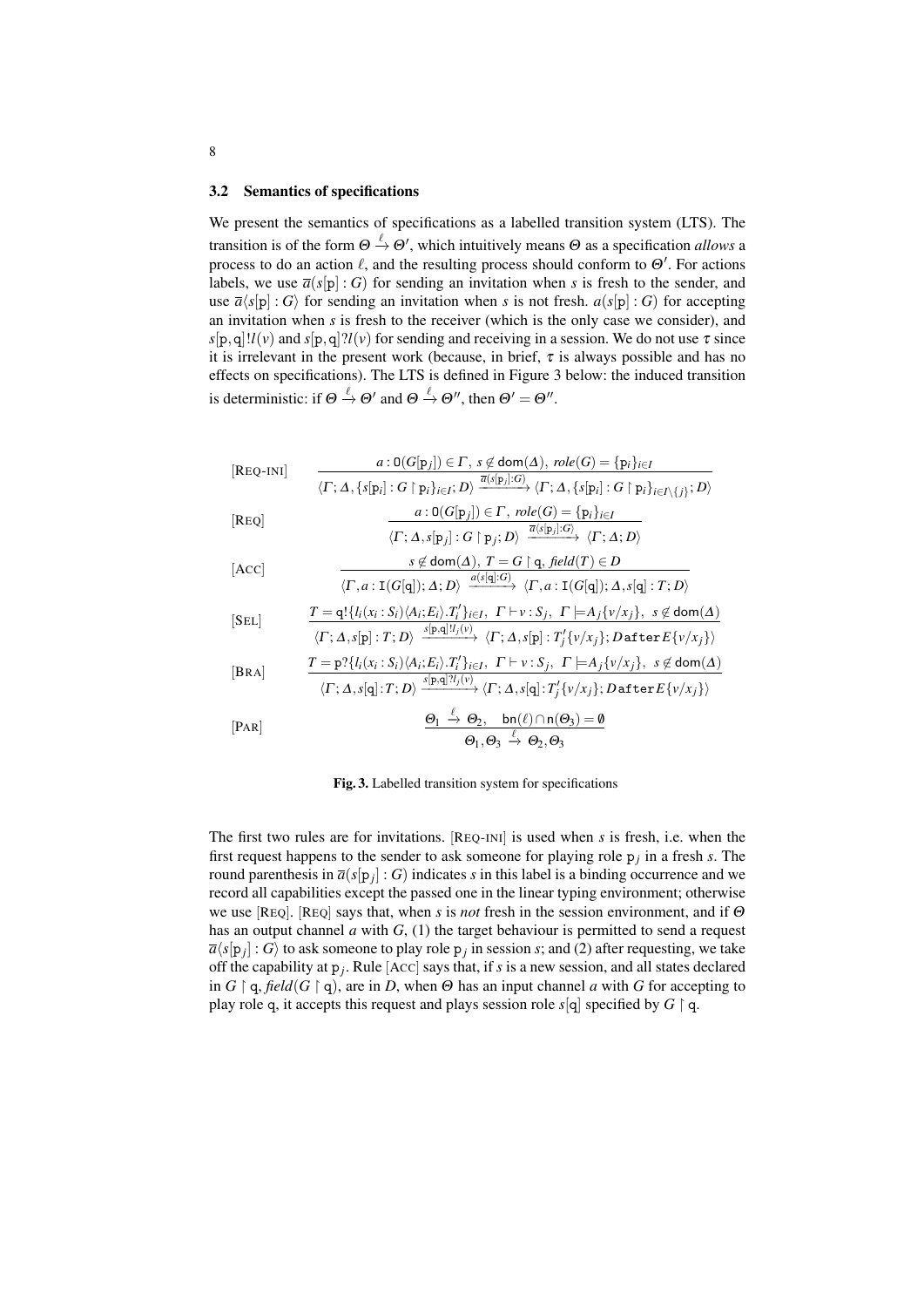### 3.2 Semantics of specifications

We present the semantics of specifications as a labelled transition system (LTS). The transition is of the form $\Theta \xrightarrow{\ell} \Theta'$, which intuitively means $\Theta$ as a specification *allows* a process to do an action $\ell$, and the resulting process should conform to $\Theta'$. For actions labels, we use $\overline{a}(s[\mathtt{p}]:G)$ for sending an invitation when $s$ is fresh to the sender, and use $\overline{a}\langle s[\mathtt{p}]:G\rangle$ for sending an invitation when $s$ is not fresh. $a(s[\mathtt{p}]:G)$ for accepting an invitation when $s$ is fresh to the receiver (which is the only case we consider), and $s[\mathtt{p},\mathtt{q}]!l(v)$ and $s[\mathtt{p},\mathtt{q}]?l(v)$ for sending and receiving in a session. We do not use $\tau$ since it is irrelevant in the present work (because, in brief, $\tau$ is always possible and has no effects on specifications). The LTS is defined in Figure 3 below: the induced transition is deterministic: if $\Theta \xrightarrow{\ell} \Theta'$ and $\Theta \xrightarrow{\ell} \Theta''$, then $\Theta' = \Theta''$.

$$[\textsc{Req-ini}] \quad \frac{a:\mathtt{O}(G[\mathtt{p}_j]) \in \Gamma,\ s \notin \mathsf{dom}(\Delta),\ \mathit{role}(G) = \{\mathtt{p}_i\}_{i\in I}}{\langle \Gamma; \Delta, \{s[\mathtt{p}_i] : G \upharpoonright \mathtt{p}_i\}_{i\in I}; D\rangle \xrightarrow{\overline{a}(s[\mathtt{p}_j]:G)} \langle \Gamma; \Delta, \{s[\mathtt{p}_i] : G \upharpoonright \mathtt{p}_i\}_{i\in I\setminus\{j\}}; D\rangle}$$

$$[\textsc{Req}] \quad \frac{a:\mathtt{O}(G[\mathtt{p}_j]) \in \Gamma,\ \mathit{role}(G) = \{\mathtt{p}_i\}_{i\in I}}{\langle \Gamma; \Delta, s[\mathtt{p}_j] : G \upharpoonright \mathtt{p}_j; D\rangle \xrightarrow{\overline{a}\langle s[\mathtt{p}_j]:G\rangle} \langle \Gamma; \Delta; D\rangle}$$

$$[\textsc{Acc}] \quad \frac{s \notin \mathsf{dom}(\Delta),\ T = G \upharpoonright \mathtt{q},\ \mathit{field}(T) \in D}{\langle \Gamma, a:\mathtt{I}(G[\mathtt{q}]); \Delta; D\rangle \xrightarrow{a(s[\mathtt{q}]:G)} \langle \Gamma, a:\mathtt{I}(G[\mathtt{q}]); \Delta, s[\mathtt{q}] : T; D\rangle}$$

$$[\textsc{Sel}] \quad \frac{T = \mathtt{q}!\{l_i(x_i:S_i)\langle A_i;E_i\rangle.T_i'\}_{i\in I},\ \Gamma \vdash v:S_j,\ \Gamma \models A_j\{v/x_j\},\ s \notin \mathsf{dom}(\Delta)}{\langle \Gamma; \Delta, s[\mathtt{p}] : T; D\rangle \xrightarrow{s[\mathtt{p},\mathtt{q}]!l_j(v)} \langle \Gamma; \Delta, s[\mathtt{p}] : T_j'\{v/x_j\}; D\,\mathtt{after}\,E\{v/x_j\}\rangle}$$

$$[\textsc{Bra}] \quad \frac{T = \mathtt{p}?\{l_i(x_i:S_i)\langle A_i;E_i\rangle.T_i'\}_{i\in I},\ \Gamma \vdash v:S_j,\ \Gamma \models A_j\{v/x_j\},\ s \notin \mathsf{dom}(\Delta)}{\langle \Gamma; \Delta, s[\mathtt{q}] : T; D\rangle \xrightarrow{s[\mathtt{p},\mathtt{q}]?l_j(v)} \langle \Gamma; \Delta, s[\mathtt{q}] : T_j'\{v/x_j\}; D\,\mathtt{after}\,E\{v/x_j\}\rangle}$$

$$[\textsc{Par}] \quad \frac{\Theta_1 \xrightarrow{\ell} \Theta_2, \quad \mathsf{bn}(\ell) \cap \mathsf{n}(\Theta_3) = \emptyset}{\Theta_1, \Theta_3 \xrightarrow{\ell} \Theta_2, \Theta_3}$$

**Fig. 3.** Labelled transition system for specifications

The first two rules are for invitations. [Req-ini] is used when $s$ is fresh, i.e. when the first request happens to the sender to ask someone for playing role $\mathtt{p}_j$ in a fresh $s$. The round parenthesis in $\overline{a}(s[\mathtt{p}_j]:G)$ indicates $s$ in this label is a binding occurrence and we record all capabilities except the passed one in the linear typing environment; otherwise we use [Req]. [Req] says that, when $s$ is *not* fresh in the session environment, and if $\Theta$ has an output channel $a$ with $G$, (1) the target behaviour is permitted to send a request $\overline{a}\langle s[\mathtt{p}_j]:G\rangle$ to ask someone to play role $\mathtt{p}_j$ in session $s$; and (2) after requesting, we take off the capability at $\mathtt{p}_j$. Rule [Acc] says that, if $s$ is a new session, and all states declared in $G \upharpoonright \mathtt{q}$, $\mathit{field}(G \upharpoonright \mathtt{q})$, are in $D$, when $\Theta$ has an input channel $a$ with $G$ for accepting to play role $\mathtt{q}$, it accepts this request and plays session role $s[\mathtt{q}]$ specified by $G \upharpoonright \mathtt{q}$.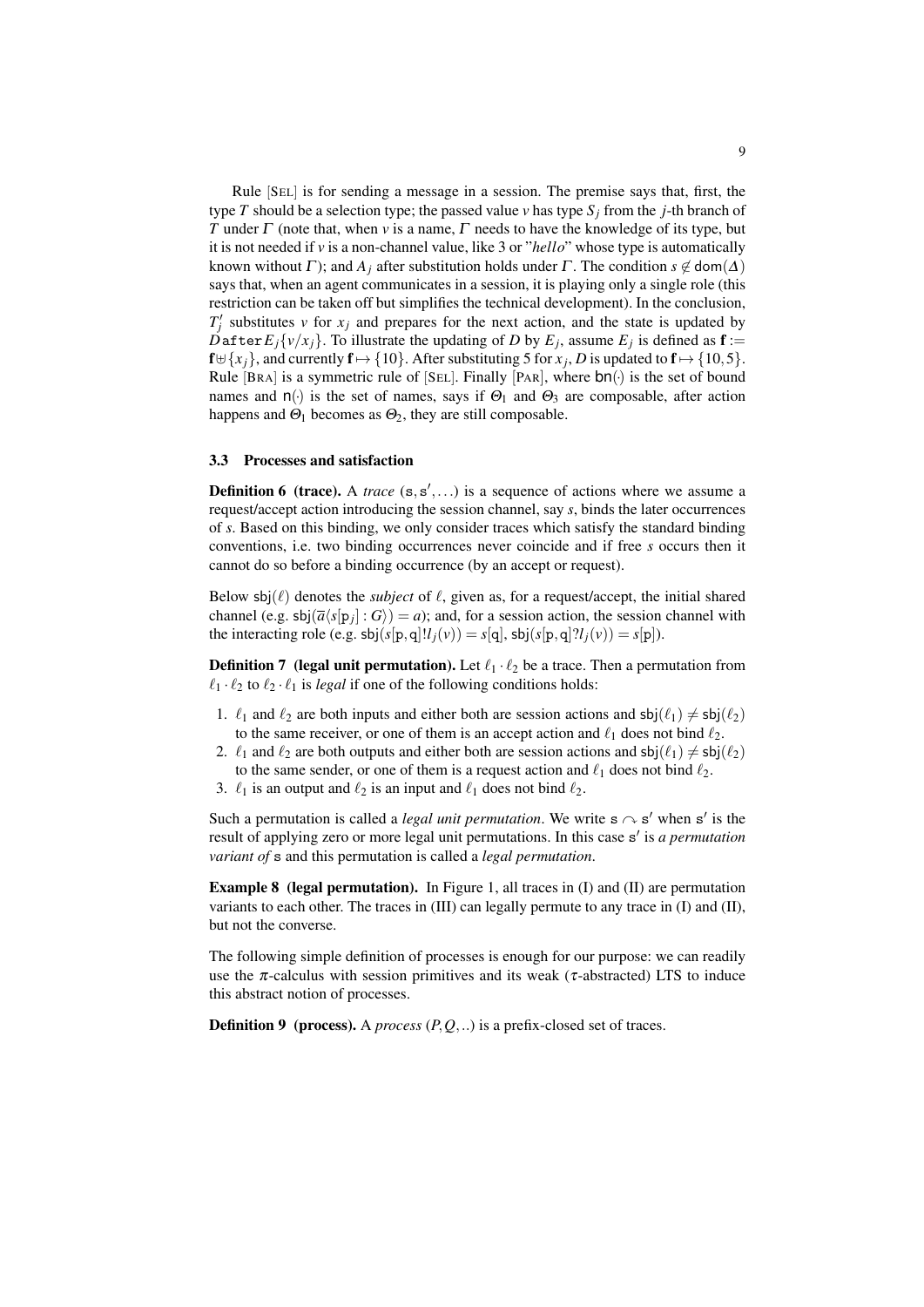Rule [SEL] is for sending a message in a session. The premise says that, first, the type $T$ should be a selection type; the passed value $v$ has type $S_j$ from the $j$-th branch of $T$ under $\Gamma$ (note that, when $v$ is a name, $\Gamma$ needs to have the knowledge of its type, but it is not needed if $v$ is a non-channel value, like 3 or "*hello*" whose type is automatically known without $\Gamma$); and $A_j$ after substitution holds under $\Gamma$. The condition $s \notin \mathsf{dom}(\Delta)$ says that, when an agent communicates in a session, it is playing only a single role (this restriction can be taken off but simplifies the technical development). In the conclusion, $T'_j$ substitutes $v$ for $x_j$ and prepares for the next action, and the state is updated by $D\,\mathtt{after}\,E_j\{v/x_j\}$. To illustrate the updating of $D$ by $E_j$, assume $E_j$ is defined as $\mathbf{f} := \mathbf{f} \uplus \{x_j\}$, and currently $\mathbf{f} \mapsto \{10\}$. After substituting 5 for $x_j$, $D$ is updated to $\mathbf{f} \mapsto \{10, 5\}$. Rule [BRA] is a symmetric rule of [SEL]. Finally [PAR], where $\mathsf{bn}(\cdot)$ is the set of bound names and $\mathsf{n}(\cdot)$ is the set of names, says if $\Theta_1$ and $\Theta_3$ are composable, after action happens and $\Theta_1$ becomes as $\Theta_2$, they are still composable.

### 3.3 Processes and satisfaction

**Definition 6 (trace).** A *trace* $(\mathtt{s}, \mathtt{s}', \ldots)$ is a sequence of actions where we assume a request/accept action introducing the session channel, say $s$, binds the later occurrences of $s$. Based on this binding, we only consider traces which satisfy the standard binding conventions, i.e. two binding occurrences never coincide and if free $s$ occurs then it cannot do so before a binding occurrence (by an accept or request).

Below $\mathsf{sbj}(\ell)$ denotes the *subject* of $\ell$, given as, for a request/accept, the initial shared channel (e.g. $\mathsf{sbj}(\overline{a}\langle s[\mathtt{p}_j] : G\rangle) = a$); and, for a session action, the session channel with the interacting role (e.g. $\mathsf{sbj}(s[\mathtt{p}, \mathtt{q}]!l_j(v)) = s[\mathtt{q}]$, $\mathsf{sbj}(s[\mathtt{p}, \mathtt{q}]?l_j(v)) = s[\mathtt{p}]$).

**Definition 7 (legal unit permutation).** Let $\ell_1 \cdot \ell_2$ be a trace. Then a permutation from $\ell_1 \cdot \ell_2$ to $\ell_2 \cdot \ell_1$ is *legal* if one of the following conditions holds:

1. $\ell_1$ and $\ell_2$ are both inputs and either both are session actions and $\mathsf{sbj}(\ell_1) \neq \mathsf{sbj}(\ell_2)$ to the same receiver, or one of them is an accept action and $\ell_1$ does not bind $\ell_2$.
2. $\ell_1$ and $\ell_2$ are both outputs and either both are session actions and $\mathsf{sbj}(\ell_1) \neq \mathsf{sbj}(\ell_2)$ to the same sender, or one of them is a request action and $\ell_1$ does not bind $\ell_2$.
3. $\ell_1$ is an output and $\ell_2$ is an input and $\ell_1$ does not bind $\ell_2$.

Such a permutation is called a *legal unit permutation*. We write $\mathtt{s} \curvearrowright \mathtt{s}'$ when $\mathtt{s}'$ is the result of applying zero or more legal unit permutations. In this case $\mathtt{s}'$ is *a permutation variant of* $\mathtt{s}$ and this permutation is called a *legal permutation*.

**Example 8 (legal permutation).** In Figure 1, all traces in (I) and (II) are permutation variants to each other. The traces in (III) can legally permute to any trace in (I) and (II), but not the converse.

The following simple definition of processes is enough for our purpose: we can readily use the $\pi$-calculus with session primitives and its weak ($\tau$-abstracted) LTS to induce this abstract notion of processes.

**Definition 9 (process).** A *process* $(P, Q, ..)$ is a prefix-closed set of traces.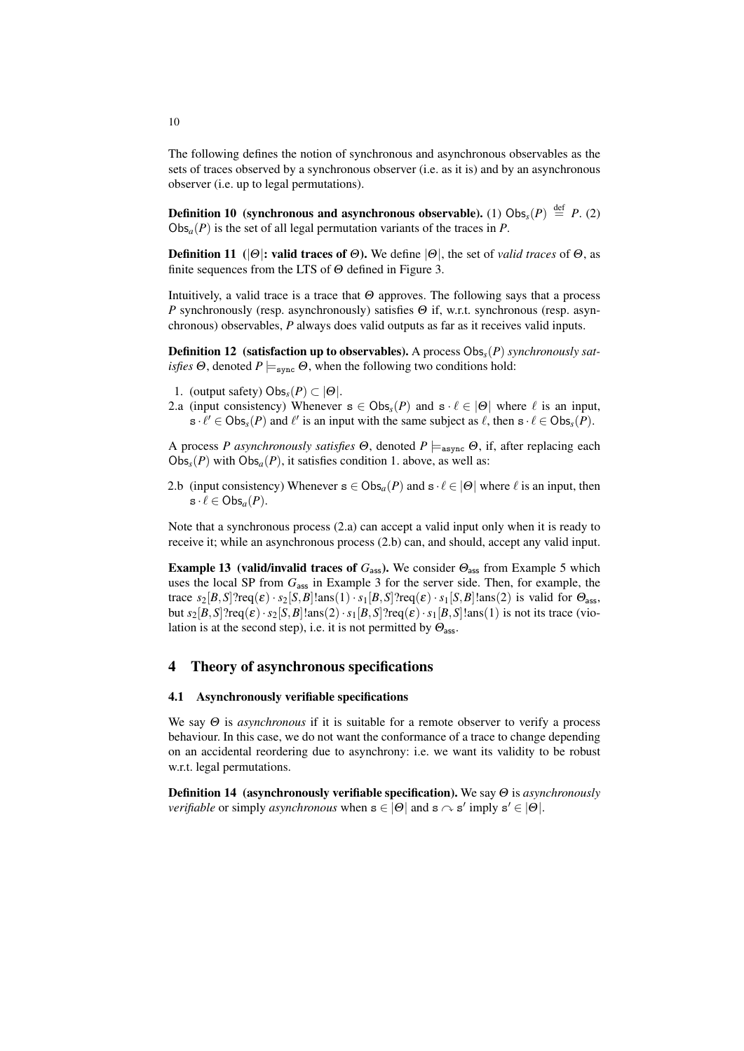The following defines the notion of synchronous and asynchronous observables as the sets of traces observed by a synchronous observer (i.e. as it is) and by an asynchronous observer (i.e. up to legal permutations).

**Definition 10 (synchronous and asynchronous observable).** (1) $\mathsf{Obs}_s(P) \stackrel{\text{def}}{=} P$. (2) $\mathsf{Obs}_a(P)$ is the set of all legal permutation variants of the traces in $P$.

**Definition 11 ($|\Theta|$: valid traces of $\Theta$).** We define $|\Theta|$, the set of *valid traces* of $\Theta$, as finite sequences from the LTS of $\Theta$ defined in Figure 3.

Intuitively, a valid trace is a trace that $\Theta$ approves. The following says that a process $P$ synchronously (resp. asynchronously) satisfies $\Theta$ if, w.r.t. synchronous (resp. asynchronous) observables, $P$ always does valid outputs as far as it receives valid inputs.

**Definition 12 (satisfaction up to observables).** A process $\mathsf{Obs}_s(P)$ *synchronously satisfies* $\Theta$, denoted $P \models_{\mathtt{sync}} \Theta$, when the following two conditions hold:

1. (output safety) $\mathsf{Obs}_s(P) \subset |\Theta|$.

2.a (input consistency) Whenever $\mathtt{s} \in \mathsf{Obs}_s(P)$ and $\mathtt{s} \cdot \ell \in |\Theta|$ where $\ell$ is an input, $\mathtt{s} \cdot \ell' \in \mathsf{Obs}_s(P)$ and $\ell'$ is an input with the same subject as $\ell$, then $\mathtt{s} \cdot \ell \in \mathsf{Obs}_s(P)$.

A process $P$ *asynchronously satisfies* $\Theta$, denoted $P \models_{\mathtt{async}} \Theta$, if, after replacing each $\mathsf{Obs}_s(P)$ with $\mathsf{Obs}_a(P)$, it satisfies condition 1. above, as well as:

2.b (input consistency) Whenever $\mathtt{s} \in \mathsf{Obs}_a(P)$ and $\mathtt{s} \cdot \ell \in |\Theta|$ where $\ell$ is an input, then $\mathtt{s} \cdot \ell \in \mathsf{Obs}_a(P)$.

Note that a synchronous process (2.a) can accept a valid input only when it is ready to receive it; while an asynchronous process (2.b) can, and should, accept any valid input.

**Example 13 (valid/invalid traces of $G_{\mathsf{ass}}$).** We consider $\Theta_{\mathsf{ass}}$ from Example 5 which uses the local SP from $G_{\mathsf{ass}}$ in Example 3 for the server side. Then, for example, the trace $s_2[B,S]?\mathrm{req}(\varepsilon) \cdot s_2[S,B]!\mathrm{ans}(1) \cdot s_1[B,S]?\mathrm{req}(\varepsilon) \cdot s_1[S,B]!\mathrm{ans}(2)$ is valid for $\Theta_{\mathsf{ass}}$, but $s_2[B,S]?\mathrm{req}(\varepsilon) \cdot s_2[S,B]!\mathrm{ans}(2) \cdot s_1[B,S]?\mathrm{req}(\varepsilon) \cdot s_1[B,S]!\mathrm{ans}(1)$ is not its trace (violation is at the second step), i.e. it is not permitted by $\Theta_{\mathsf{ass}}$.

## 4 Theory of asynchronous specifications

### 4.1 Asynchronously verifiable specifications

We say $\Theta$ is *asynchronous* if it is suitable for a remote observer to verify a process behaviour. In this case, we do not want the conformance of a trace to change depending on an accidental reordering due to asynchrony: i.e. we want its validity to be robust w.r.t. legal permutations.

**Definition 14 (asynchronously verifiable specification).** We say $\Theta$ is *asynchronously verifiable* or simply *asynchronous* when $\mathtt{s} \in |\Theta|$ and $\mathtt{s} \curvearrowright \mathtt{s}'$ imply $\mathtt{s}' \in |\Theta|$.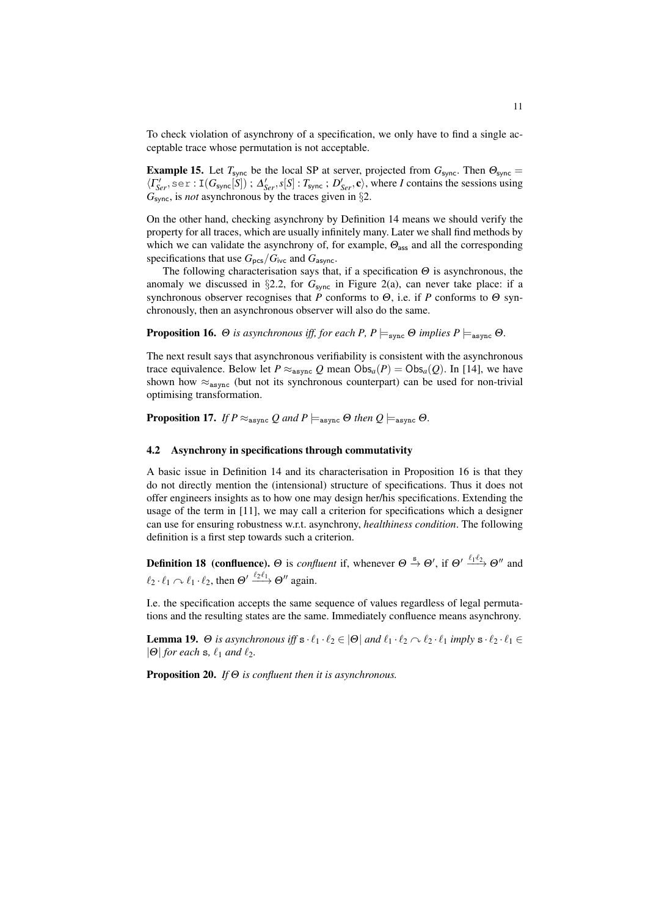To check violation of asynchrony of a specification, we only have to find a single acceptable trace whose permutation is not acceptable.

**Example 15.** Let $T_{\mathsf{sync}}$ be the local SP at server, projected from $G_{\mathsf{sync}}$. Then $\Theta_{\mathsf{sync}} = \langle \Gamma'_{Ser}, \mathtt{ser} : \mathtt{I}(G_{\mathsf{sync}}[S])\ ;\ \Delta'_{Ser}, s[S] : T_{\mathsf{sync}}\ ;\ D'_{Ser}, \mathbf{c}\rangle$, where $I$ contains the sessions using $G_{\mathsf{sync}}$, is *not* asynchronous by the traces given in §2.

On the other hand, checking asynchrony by Definition 14 means we should verify the property for all traces, which are usually infinitely many. Later we shall find methods by which we can validate the asynchrony of, for example, $\Theta_{\mathsf{ass}}$ and all the corresponding specifications that use $G_{\mathsf{pcs}}/G_{\mathsf{ivc}}$ and $G_{\mathsf{async}}$.

The following characterisation says that, if a specification $\Theta$ is asynchronous, the anomaly we discussed in §2.2, for $G_{\mathsf{sync}}$ in Figure 2(a), can never take place: if a synchronous observer recognises that $P$ conforms to $\Theta$, i.e. if $P$ conforms to $\Theta$ synchronously, then an asynchronous observer will also do the same.

**Proposition 16.** *$\Theta$ is asynchronous iff, for each $P$, $P \models_{\mathtt{sync}} \Theta$ implies $P \models_{\mathtt{async}} \Theta$.*

The next result says that asynchronous verifiability is consistent with the asynchronous trace equivalence. Below let $P \approx_{\mathtt{async}} Q$ mean $\mathsf{Obs}_a(P) = \mathsf{Obs}_a(Q)$. In [14], we have shown how $\approx_{\mathtt{async}}$ (but not its synchronous counterpart) can be used for non-trivial optimising transformation.

**Proposition 17.** *If $P \approx_{\mathtt{async}} Q$ and $P \models_{\mathtt{async}} \Theta$ then $Q \models_{\mathtt{async}} \Theta$.*

### 4.2 Asynchrony in specifications through commutativity

A basic issue in Definition 14 and its characterisation in Proposition 16 is that they do not directly mention the (intensional) structure of specifications. Thus it does not offer engineers insights as to how one may design her/his specifications. Extending the usage of the term in [11], we may call a criterion for specifications which a designer can use for ensuring robustness w.r.t. asynchrony, *healthiness condition*. The following definition is a first step towards such a criterion.

**Definition 18 (confluence).** $\Theta$ is *confluent* if, whenever $\Theta \xrightarrow{\mathtt{s}} \Theta'$, if $\Theta' \xrightarrow{\ell_1 \ell_2} \Theta''$ and $\ell_2 \cdot \ell_1 \curvearrowright \ell_1 \cdot \ell_2$, then $\Theta' \xrightarrow{\ell_2 \ell_1} \Theta''$ again.

I.e. the specification accepts the same sequence of values regardless of legal permutations and the resulting states are the same. Immediately confluence means asynchrony.

**Lemma 19.** *$\Theta$ is asynchronous iff $\mathtt{s} \cdot \ell_1 \cdot \ell_2 \in |\Theta|$ and $\ell_1 \cdot \ell_2 \curvearrowright \ell_2 \cdot \ell_1$ imply $\mathtt{s} \cdot \ell_2 \cdot \ell_1 \in |\Theta|$ for each $\mathtt{s}$, $\ell_1$ and $\ell_2$.*

**Proposition 20.** *If $\Theta$ is confluent then it is asynchronous.*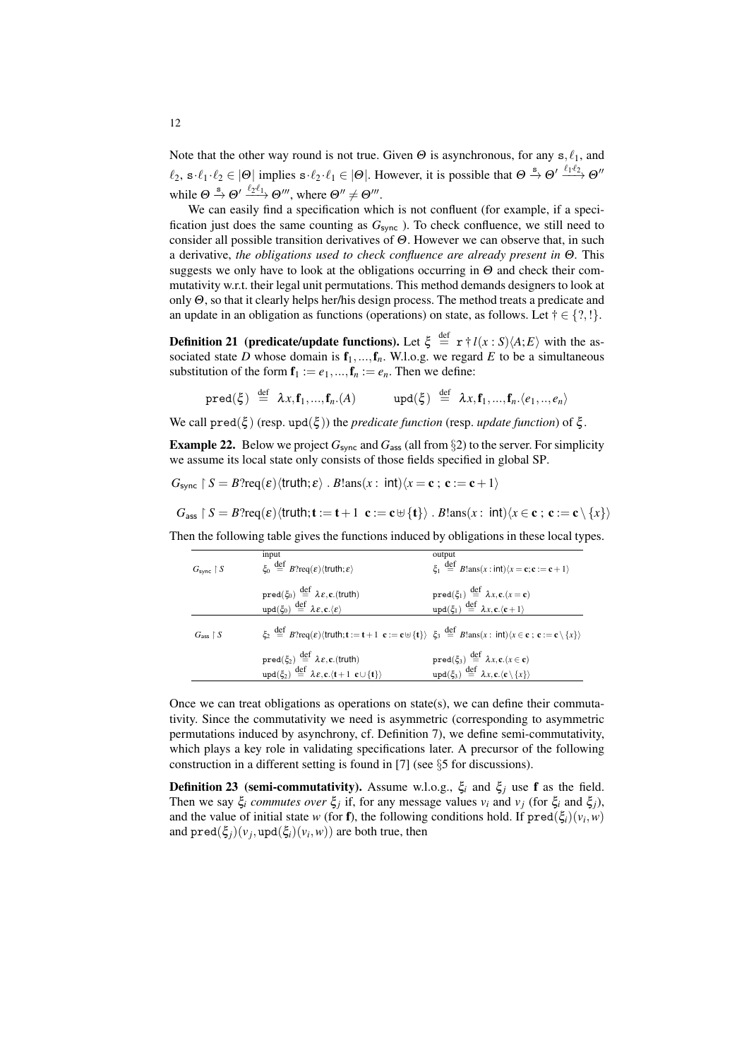Note that the other way round is not true. Given $\Theta$ is asynchronous, for any $\mathtt{s}, \ell_1$, and $\ell_2$, $\mathtt{s}\cdot\ell_1\cdot\ell_2 \in |\Theta|$ implies $\mathtt{s}\cdot\ell_2\cdot\ell_1 \in |\Theta|$. However, it is possible that $\Theta \xrightarrow{\mathtt{s}} \Theta' \xrightarrow{\ell_1\ell_2} \Theta''$ while $\Theta \xrightarrow{\mathtt{s}} \Theta' \xrightarrow{\ell_2\ell_1} \Theta'''$, where $\Theta'' \neq \Theta'''$.

We can easily find a specification which is not confluent (for example, if a specification just does the same counting as $G_{\mathsf{sync}}$ ). To check confluence, we still need to consider all possible transition derivatives of $\Theta$. However we can observe that, in such a derivative, *the obligations used to check confluence are already present in $\Theta$*. This suggests we only have to look at the obligations occurring in $\Theta$ and check their commutativity w.r.t. their legal unit permutations. This method demands designers to look at only $\Theta$, so that it clearly helps her/his design process. The method treats a predicate and an update in an obligation as functions (operations) on state, as follows. Let $\dagger \in \{?, !\}$.

**Definition 21 (predicate/update functions).** Let $\xi \stackrel{\text{def}}{=} \mathtt{r} \dagger l(x : S)\langle A; E\rangle$ with the associated state $D$ whose domain is $\mathbf{f}_1, ..., \mathbf{f}_n$. W.l.o.g. we regard $E$ to be a simultaneous substitution of the form $\mathbf{f}_1 := e_1, ..., \mathbf{f}_n := e_n$. Then we define:

$$\mathtt{pred}(\xi) \stackrel{\text{def}}{=} \lambda x, \mathbf{f}_1, ..., \mathbf{f}_n.(A) \qquad \mathtt{upd}(\xi) \stackrel{\text{def}}{=} \lambda x, \mathbf{f}_1, ..., \mathbf{f}_n.\langle e_1, .., e_n\rangle$$

We call $\mathtt{pred}(\xi)$ (resp. $\mathtt{upd}(\xi)$) the *predicate function* (resp. *update function*) of $\xi$.

**Example 22.** Below we project $G_{\mathsf{sync}}$ and $G_{\mathsf{ass}}$ (all from §2) to the server. For simplicity we assume its local state only consists of those fields specified in global SP.

$$G_{\mathsf{sync}} \upharpoonright S = B?\mathrm{req}(\varepsilon)\langle \mathsf{truth}; \varepsilon\rangle \,.\, B!\mathrm{ans}(x : \mathsf{int})\langle x = \mathbf{c}\,;\, \mathbf{c} := \mathbf{c}+1\rangle$$

$$G_{\mathsf{ass}} \upharpoonright S = B?\mathrm{req}(\varepsilon)\langle \mathsf{truth}; \mathbf{t} := \mathbf{t}+1 \;\; \mathbf{c} := \mathbf{c} \uplus \{\mathbf{t}\}\rangle \,.\, B!\mathrm{ans}(x : \mathsf{int})\langle x \in \mathbf{c}\,;\, \mathbf{c} := \mathbf{c} \setminus \{x\}\rangle$$

Then the following table gives the functions induced by obligations in these local types.

| | input | output |
|---|---|---|
| $G_{\mathsf{sync}} \upharpoonright S$ | $\xi_0 \stackrel{\text{def}}{=} B?\mathrm{req}(\varepsilon)\langle \mathsf{truth}; \varepsilon\rangle$ | $\xi_1 \stackrel{\text{def}}{=} B!\mathrm{ans}(x : \mathsf{int})\langle x = \mathbf{c}; \mathbf{c} := \mathbf{c}+1\rangle$ |
| | $\mathtt{pred}(\xi_0) \stackrel{\text{def}}{=} \lambda\varepsilon, \mathbf{c}.(\mathsf{truth})$ <br> $\mathtt{upd}(\xi_0) \stackrel{\text{def}}{=} \lambda\varepsilon, \mathbf{c}.\langle\varepsilon\rangle$ | $\mathtt{pred}(\xi_1) \stackrel{\text{def}}{=} \lambda x, \mathbf{c}.(x = \mathbf{c})$ <br> $\mathtt{upd}(\xi_1) \stackrel{\text{def}}{=} \lambda x, \mathbf{c}.\langle \mathbf{c}+1\rangle$ |
| $G_{\mathsf{ass}} \upharpoonright S$ | $\xi_2 \stackrel{\text{def}}{=} B?\mathrm{req}(\varepsilon)\langle \mathsf{truth}; \mathbf{t} := \mathbf{t}+1 \;\; \mathbf{c} := \mathbf{c} \uplus \{\mathbf{t}\}\rangle$ | $\xi_3 \stackrel{\text{def}}{=} B!\mathrm{ans}(x : \mathsf{int})\langle x \in \mathbf{c}\,;\, \mathbf{c} := \mathbf{c} \setminus \{x\}\rangle$ |
| | $\mathtt{pred}(\xi_2) \stackrel{\text{def}}{=} \lambda\varepsilon, \mathbf{c}.(\mathsf{truth})$ <br> $\mathtt{upd}(\xi_2) \stackrel{\text{def}}{=} \lambda\varepsilon, \mathbf{c}.\langle \mathbf{t}+1 \;\; \mathbf{c} \cup \{\mathbf{t}\}\rangle$ | $\mathtt{pred}(\xi_3) \stackrel{\text{def}}{=} \lambda x, \mathbf{c}.(x \in \mathbf{c})$ <br> $\mathtt{upd}(\xi_3) \stackrel{\text{def}}{=} \lambda x, \mathbf{c}.\langle \mathbf{c} \setminus \{x\}\rangle$ |

Once we can treat obligations as operations on state(s), we can define their commutativity. Since the commutativity we need is asymmetric (corresponding to asymmetric permutations induced by asynchrony, cf. Definition 7), we define semi-commutativity, which plays a key role in validating specifications later. A precursor of the following construction in a different setting is found in [7] (see §5 for discussions).

**Definition 23 (semi-commutativity).** Assume w.l.o.g., $\xi_i$ and $\xi_j$ use $\mathbf{f}$ as the field. Then we say $\xi_i$ *commutes over* $\xi_j$ if, for any message values $v_i$ and $v_j$ (for $\xi_i$ and $\xi_j$), and the value of initial state $w$ (for $\mathbf{f}$), the following conditions hold. If $\mathtt{pred}(\xi_i)(v_i, w)$ and $\mathtt{pred}(\xi_j)(v_j, \mathtt{upd}(\xi_i)(v_i, w))$ are both true, then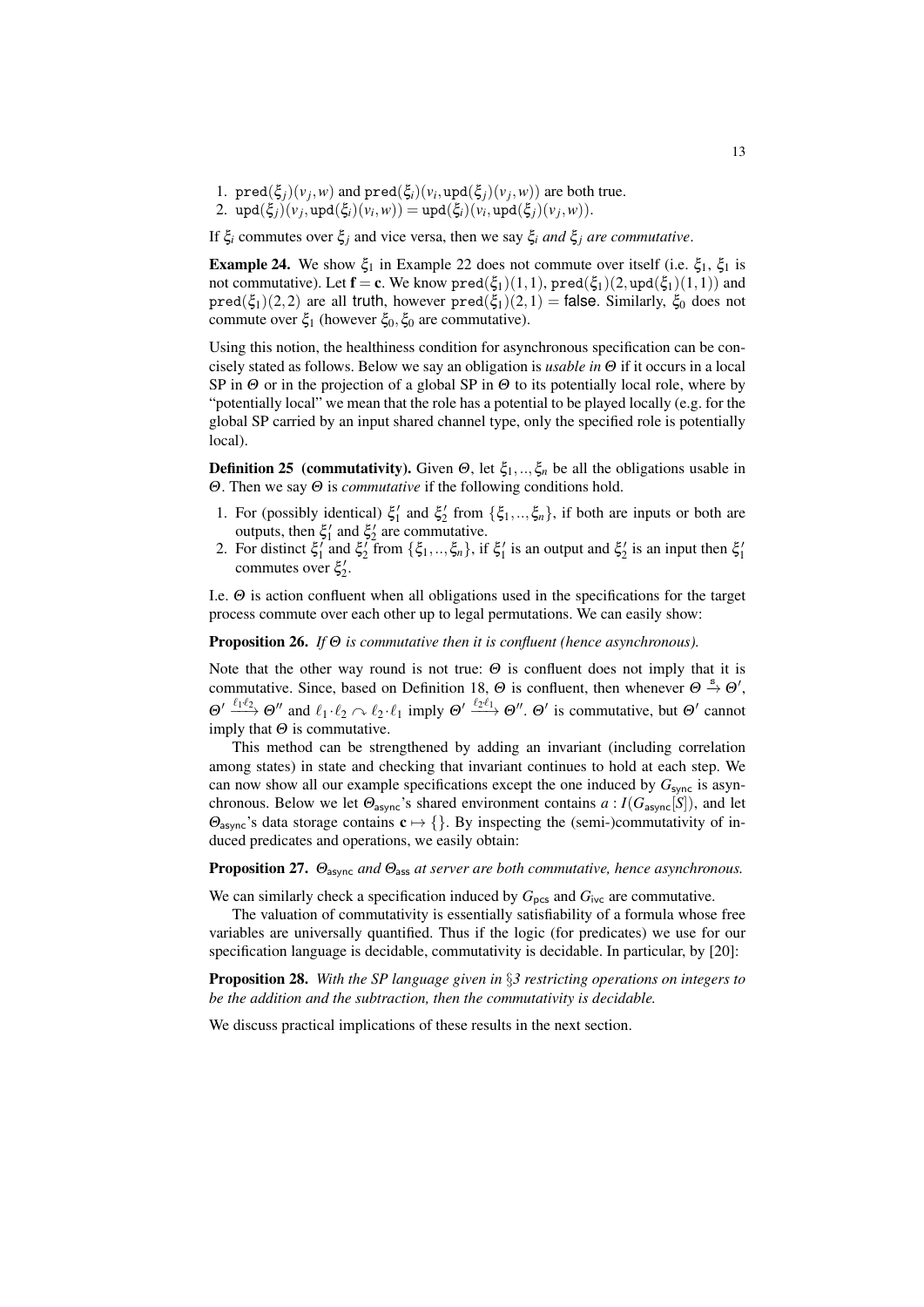1. $\mathtt{pred}(\xi_j)(v_j,w)$ and $\mathtt{pred}(\xi_i)(v_i,\mathtt{upd}(\xi_j)(v_j,w))$ are both true.
2. $\mathtt{upd}(\xi_j)(v_j,\mathtt{upd}(\xi_i)(v_i,w)) = \mathtt{upd}(\xi_i)(v_i,\mathtt{upd}(\xi_j)(v_j,w))$.

If $\xi_i$ commutes over $\xi_j$ and vice versa, then we say *$\xi_i$ and $\xi_j$ are commutative*.

**Example 24.** We show $\xi_1$ in Example 22 does not commute over itself (i.e. $\xi_1$, $\xi_1$ is not commutative). Let $\mathbf{f} = \mathbf{c}$. We know $\mathtt{pred}(\xi_1)(1,1)$, $\mathtt{pred}(\xi_1)(2,\mathtt{upd}(\xi_1)(1,1))$ and $\mathtt{pred}(\xi_1)(2,2)$ are all truth, however $\mathtt{pred}(\xi_1)(2,1) = \mathsf{false}$. Similarly, $\xi_0$ does not commute over $\xi_1$ (however $\xi_0, \xi_0$ are commutative).

Using this notion, the healthiness condition for asynchronous specification can be concisely stated as follows. Below we say an obligation is *usable in $\Theta$* if it occurs in a local SP in $\Theta$ or in the projection of a global SP in $\Theta$ to its potentially local role, where by "potentially local" we mean that the role has a potential to be played locally (e.g. for the global SP carried by an input shared channel type, only the specified role is potentially local).

**Definition 25 (commutativity).** Given $\Theta$, let $\xi_1,..,\xi_n$ be all the obligations usable in $\Theta$. Then we say $\Theta$ is *commutative* if the following conditions hold.

1. For (possibly identical) $\xi_1'$ and $\xi_2'$ from $\{\xi_1,..,\xi_n\}$, if both are inputs or both are outputs, then $\xi_1'$ and $\xi_2'$ are commutative.
2. For distinct $\xi_1'$ and $\xi_2'$ from $\{\xi_1,..,\xi_n\}$, if $\xi_1'$ is an output and $\xi_2'$ is an input then $\xi_1'$ commutes over $\xi_2'$.

I.e. $\Theta$ is action confluent when all obligations used in the specifications for the target process commute over each other up to legal permutations. We can easily show:

**Proposition 26.** *If $\Theta$ is commutative then it is confluent (hence asynchronous).*

Note that the other way round is not true: $\Theta$ is confluent does not imply that it is commutative. Since, based on Definition 18, $\Theta$ is confluent, then whenever $\Theta \xrightarrow{\mathsf{s}} \Theta'$, $\Theta' \xrightarrow{\ell_1 \cdot \ell_2} \Theta''$ and $\ell_1 \cdot \ell_2 \curvearrowright \ell_2 \cdot \ell_1$ imply $\Theta' \xrightarrow{\ell_2 \cdot \ell_1} \Theta''$. $\Theta'$ is commutative, but $\Theta'$ cannot imply that $\Theta$ is commutative.

This method can be strengthened by adding an invariant (including correlation among states) in state and checking that invariant continues to hold at each step. We can now show all our example specifications except the one induced by $G_{\mathsf{sync}}$ is asynchronous. Below we let $\Theta_{\mathsf{async}}$'s shared environment contains $a : I(G_{\mathsf{async}}[S])$, and let $\Theta_{\mathsf{async}}$'s data storage contains $\mathbf{c} \mapsto \{\}$. By inspecting the (semi-)commutativity of induced predicates and operations, we easily obtain:

**Proposition 27.** *$\Theta_{\mathsf{async}}$ and $\Theta_{\mathsf{ass}}$ at server are both commutative, hence asynchronous.*

We can similarly check a specification induced by $G_{\mathsf{pcs}}$ and $G_{\mathsf{ivc}}$ are commutative.

The valuation of commutativity is essentially satisfiability of a formula whose free variables are universally quantified. Thus if the logic (for predicates) we use for our specification language is decidable, commutativity is decidable. In particular, by [20]:

**Proposition 28.** *With the SP language given in §3 restricting operations on integers to be the addition and the subtraction, then the commutativity is decidable.*

We discuss practical implications of these results in the next section.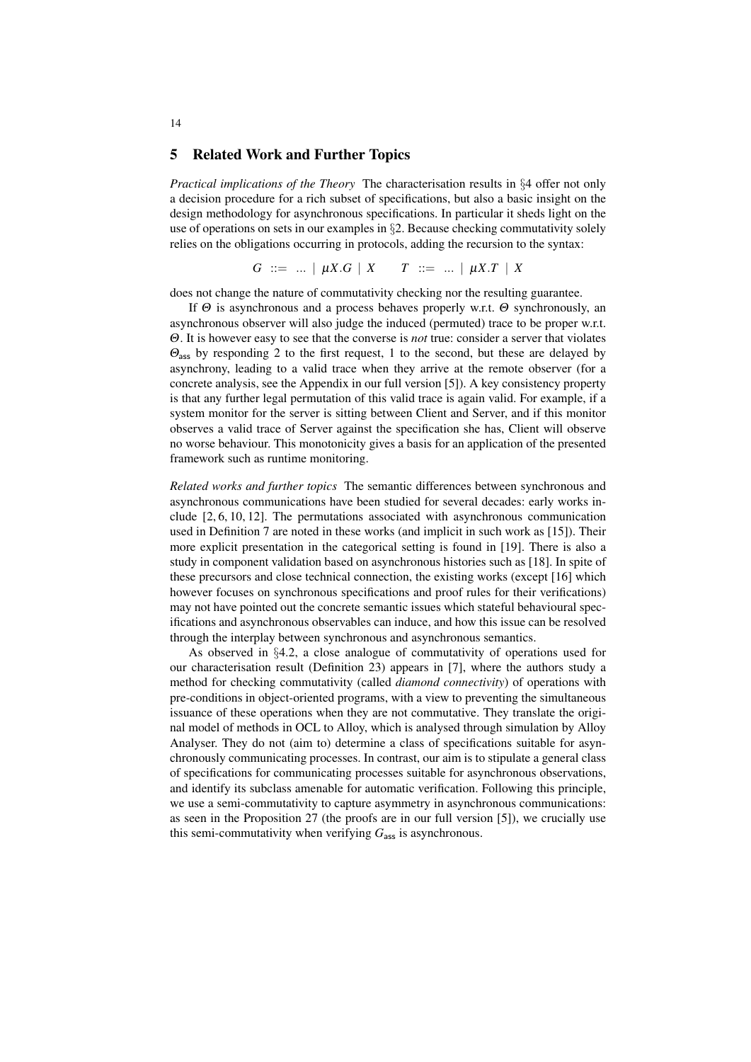## 5 Related Work and Further Topics

*Practical implications of the Theory* The characterisation results in §4 offer not only a decision procedure for a rich subset of specifications, but also a basic insight on the design methodology for asynchronous specifications. In particular it sheds light on the use of operations on sets in our examples in §2. Because checking commutativity solely relies on the obligations occurring in protocols, adding the recursion to the syntax:

$$G \ ::= \ ... \ | \ \mu X.G \ | \ X \qquad T \ ::= \ ... \ | \ \mu X.T \ | \ X$$

does not change the nature of commutativity checking nor the resulting guarantee.

If $\Theta$ is asynchronous and a process behaves properly w.r.t. $\Theta$ synchronously, an asynchronous observer will also judge the induced (permuted) trace to be proper w.r.t. $\Theta$. It is however easy to see that the converse is *not* true: consider a server that violates $\Theta_{\mathsf{ass}}$ by responding 2 to the first request, 1 to the second, but these are delayed by asynchrony, leading to a valid trace when they arrive at the remote observer (for a concrete analysis, see the Appendix in our full version [5]). A key consistency property is that any further legal permutation of this valid trace is again valid. For example, if a system monitor for the server is sitting between Client and Server, and if this monitor observes a valid trace of Server against the specification she has, Client will observe no worse behaviour. This monotonicity gives a basis for an application of the presented framework such as runtime monitoring.

*Related works and further topics* The semantic differences between synchronous and asynchronous communications have been studied for several decades: early works include [2, 6, 10, 12]. The permutations associated with asynchronous communication used in Definition 7 are noted in these works (and implicit in such work as [15]). Their more explicit presentation in the categorical setting is found in [19]. There is also a study in component validation based on asynchronous histories such as [18]. In spite of these precursors and close technical connection, the existing works (except [16] which however focuses on synchronous specifications and proof rules for their verifications) may not have pointed out the concrete semantic issues which stateful behavioural specifications and asynchronous observables can induce, and how this issue can be resolved through the interplay between synchronous and asynchronous semantics.

As observed in §4.2, a close analogue of commutativity of operations used for our characterisation result (Definition 23) appears in [7], where the authors study a method for checking commutativity (called *diamond connectivity*) of operations with pre-conditions in object-oriented programs, with a view to preventing the simultaneous issuance of these operations when they are not commutative. They translate the original model of methods in OCL to Alloy, which is analysed through simulation by Alloy Analyser. They do not (aim to) determine a class of specifications suitable for asynchronously communicating processes. In contrast, our aim is to stipulate a general class of specifications for communicating processes suitable for asynchronous observations, and identify its subclass amenable for automatic verification. Following this principle, we use a semi-commutativity to capture asymmetry in asynchronous communications: as seen in the Proposition 27 (the proofs are in our full version [5]), we crucially use this semi-commutativity when verifying $G_{\mathsf{ass}}$ is asynchronous.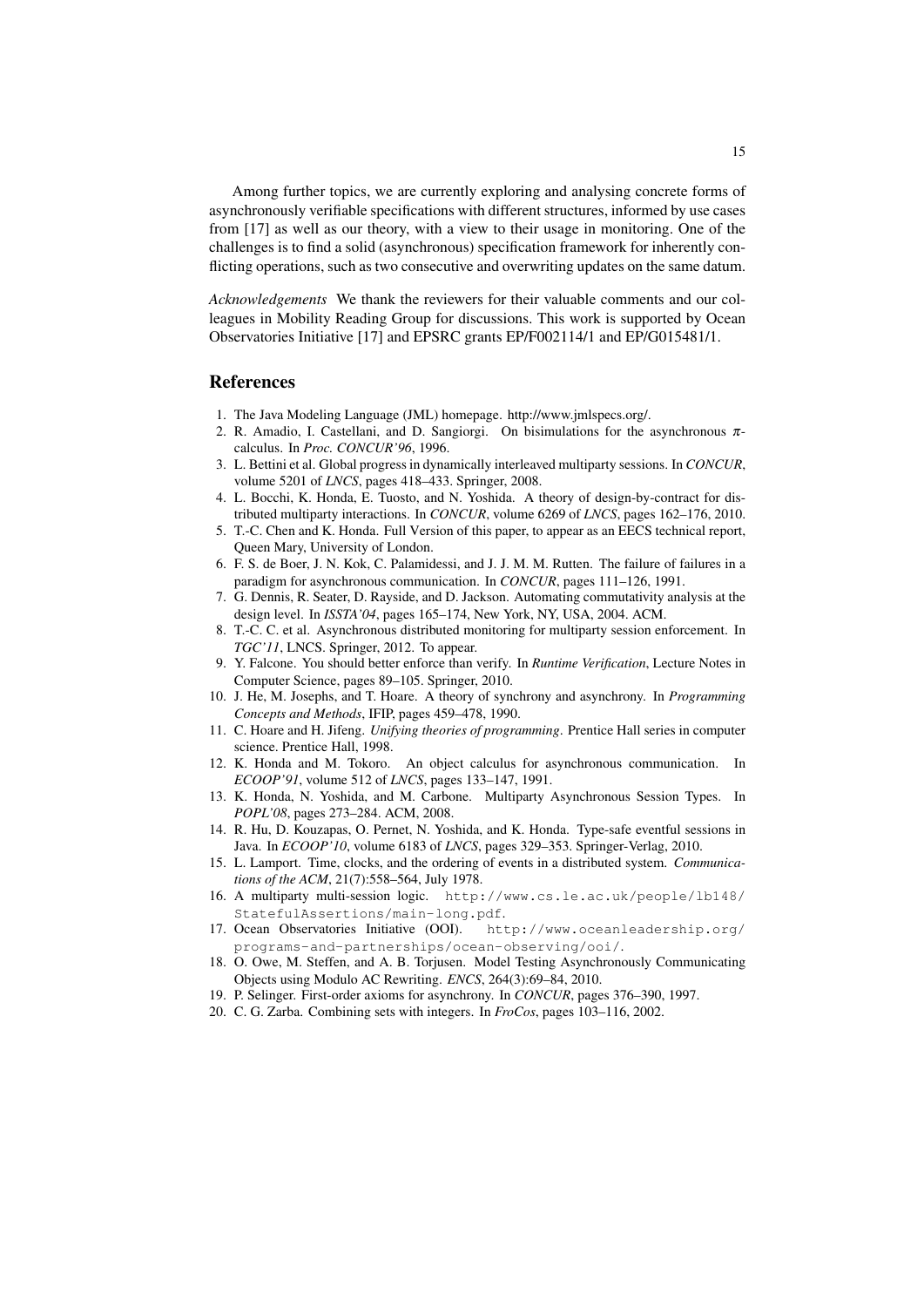Among further topics, we are currently exploring and analysing concrete forms of asynchronously verifiable specifications with different structures, informed by use cases from [17] as well as our theory, with a view to their usage in monitoring. One of the challenges is to find a solid (asynchronous) specification framework for inherently conflicting operations, such as two consecutive and overwriting updates on the same datum.

*Acknowledgements* We thank the reviewers for their valuable comments and our colleagues in Mobility Reading Group for discussions. This work is supported by Ocean Observatories Initiative [17] and EPSRC grants EP/F002114/1 and EP/G015481/1.

## References

1. The Java Modeling Language (JML) homepage. http://www.jmlspecs.org/.
2. R. Amadio, I. Castellani, and D. Sangiorgi. On bisimulations for the asynchronous $\pi$-calculus. In *Proc. CONCUR'96*, 1996.
3. L. Bettini et al. Global progress in dynamically interleaved multiparty sessions. In *CONCUR*, volume 5201 of *LNCS*, pages 418–433. Springer, 2008.
4. L. Bocchi, K. Honda, E. Tuosto, and N. Yoshida. A theory of design-by-contract for distributed multiparty interactions. In *CONCUR*, volume 6269 of *LNCS*, pages 162–176, 2010.
5. T.-C. Chen and K. Honda. Full Version of this paper, to appear as an EECS technical report, Queen Mary, University of London.
6. F. S. de Boer, J. N. Kok, C. Palamidessi, and J. J. M. M. Rutten. The failure of failures in a paradigm for asynchronous communication. In *CONCUR*, pages 111–126, 1991.
7. G. Dennis, R. Seater, D. Rayside, and D. Jackson. Automating commutativity analysis at the design level. In *ISSTA'04*, pages 165–174, New York, NY, USA, 2004. ACM.
8. T.-C. C. et al. Asynchronous distributed monitoring for multiparty session enforcement. In *TGC'11*, LNCS. Springer, 2012. To appear.
9. Y. Falcone. You should better enforce than verify. In *Runtime Verification*, Lecture Notes in Computer Science, pages 89–105. Springer, 2010.
10. J. He, M. Josephs, and T. Hoare. A theory of synchrony and asynchrony. In *Programming Concepts and Methods*, IFIP, pages 459–478, 1990.
11. C. Hoare and H. Jifeng. *Unifying theories of programming*. Prentice Hall series in computer science. Prentice Hall, 1998.
12. K. Honda and M. Tokoro. An object calculus for asynchronous communication. In *ECOOP'91*, volume 512 of *LNCS*, pages 133–147, 1991.
13. K. Honda, N. Yoshida, and M. Carbone. Multiparty Asynchronous Session Types. In *POPL'08*, pages 273–284. ACM, 2008.
14. R. Hu, D. Kouzapas, O. Pernet, N. Yoshida, and K. Honda. Type-safe eventful sessions in Java. In *ECOOP'10*, volume 6183 of *LNCS*, pages 329–353. Springer-Verlag, 2010.
15. L. Lamport. Time, clocks, and the ordering of events in a distributed system. *Communications of the ACM*, 21(7):558–564, July 1978.
16. A multiparty multi-session logic. http://www.cs.le.ac.uk/people/lb148/StatefulAssertions/main-long.pdf.
17. Ocean Observatories Initiative (OOI). http://www.oceanleadership.org/programs-and-partnerships/ocean-observing/ooi/.
18. O. Owe, M. Steffen, and A. B. Torjusen. Model Testing Asynchronously Communicating Objects using Modulo AC Rewriting. *ENCS*, 264(3):69–84, 2010.
19. P. Selinger. First-order axioms for asynchrony. In *CONCUR*, pages 376–390, 1997.
20. C. G. Zarba. Combining sets with integers. In *FroCos*, pages 103–116, 2002.